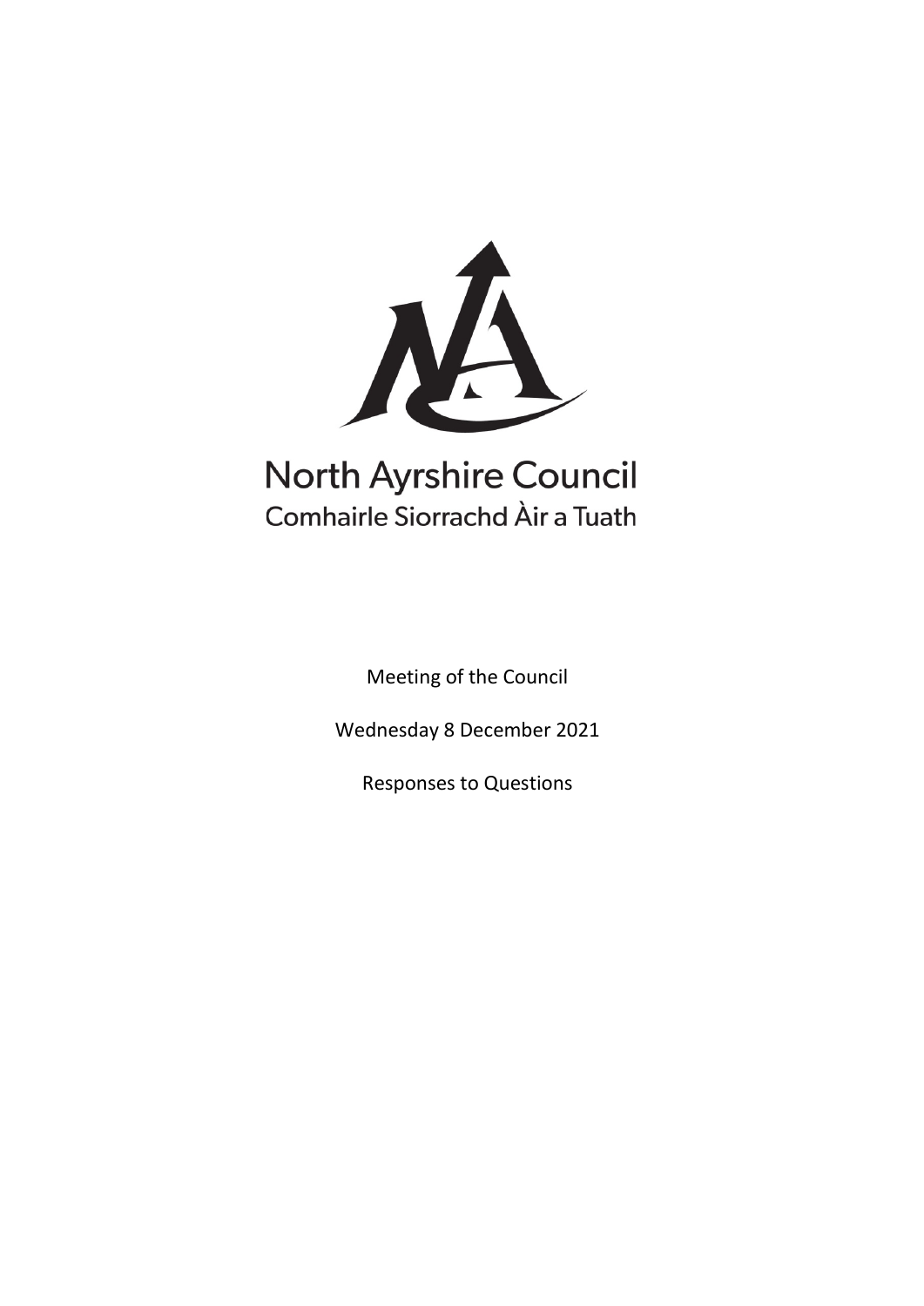North Ayrshire Council
Comhairle Siorrachd Àir a Tuath

Meeting of the Council

Wednesday 8 December 2021

Responses to Questions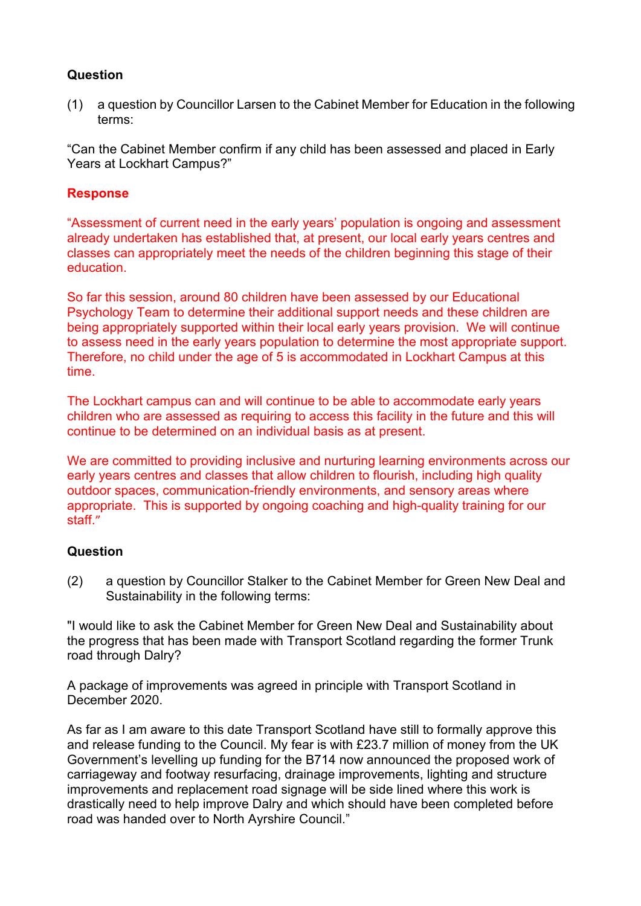**Question**

(1) a question by Councillor Larsen to the Cabinet Member for Education in the following terms:

"Can the Cabinet Member confirm if any child has been assessed and placed in Early Years at Lockhart Campus?"

**Response**

"Assessment of current need in the early years' population is ongoing and assessment already undertaken has established that, at present, our local early years centres and classes can appropriately meet the needs of the children beginning this stage of their education.

So far this session, around 80 children have been assessed by our Educational Psychology Team to determine their additional support needs and these children are being appropriately supported within their local early years provision. We will continue to assess need in the early years population to determine the most appropriate support. Therefore, no child under the age of 5 is accommodated in Lockhart Campus at this time.

The Lockhart campus can and will continue to be able to accommodate early years children who are assessed as requiring to access this facility in the future and this will continue to be determined on an individual basis as at present.

We are committed to providing inclusive and nurturing learning environments across our early years centres and classes that allow children to flourish, including high quality outdoor spaces, communication-friendly environments, and sensory areas where appropriate. This is supported by ongoing coaching and high-quality training for our staff."

**Question**

(2) a question by Councillor Stalker to the Cabinet Member for Green New Deal and Sustainability in the following terms:

"I would like to ask the Cabinet Member for Green New Deal and Sustainability about the progress that has been made with Transport Scotland regarding the former Trunk road through Dalry?

A package of improvements was agreed in principle with Transport Scotland in December 2020.

As far as I am aware to this date Transport Scotland have still to formally approve this and release funding to the Council. My fear is with £23.7 million of money from the UK Government's levelling up funding for the B714 now announced the proposed work of carriageway and footway resurfacing, drainage improvements, lighting and structure improvements and replacement road signage will be side lined where this work is drastically need to help improve Dalry and which should have been completed before road was handed over to North Ayrshire Council."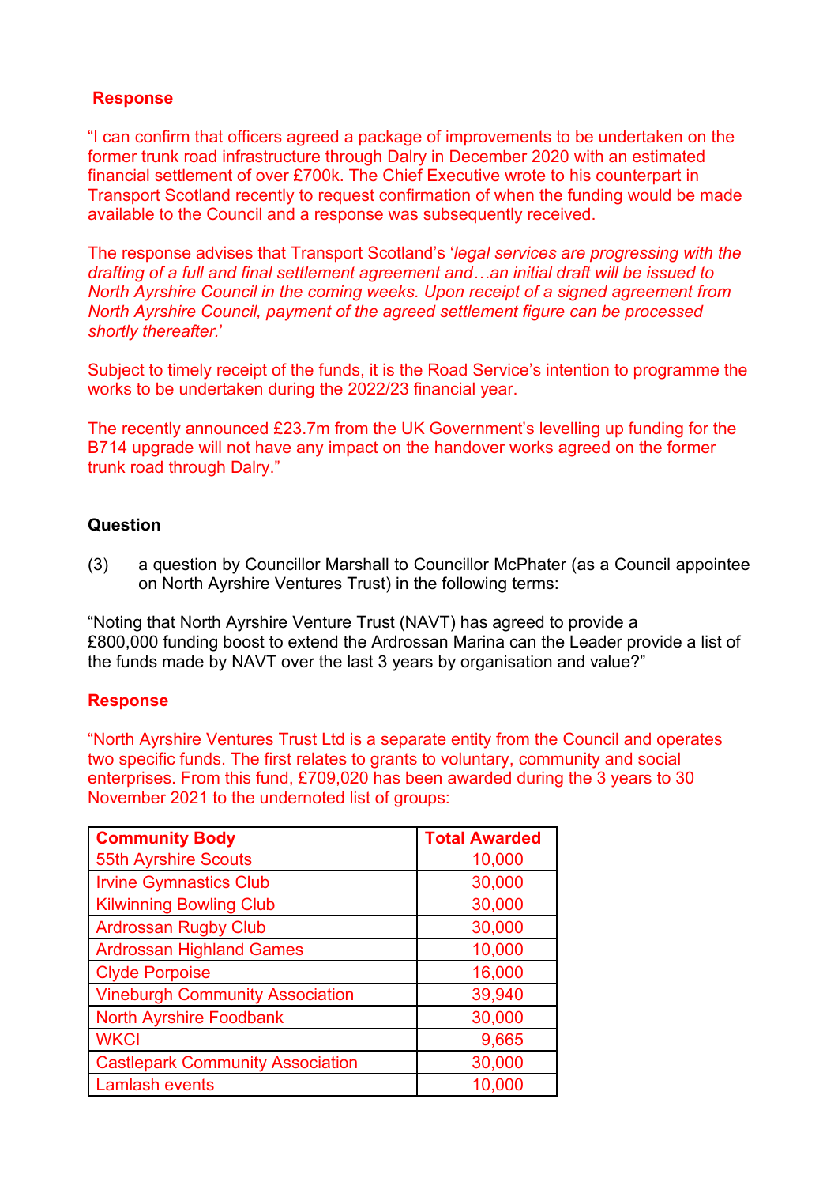**Response**

"I can confirm that officers agreed a package of improvements to be undertaken on the former trunk road infrastructure through Dalry in December 2020 with an estimated financial settlement of over £700k. The Chief Executive wrote to his counterpart in Transport Scotland recently to request confirmation of when the funding would be made available to the Council and a response was subsequently received.

The response advises that Transport Scotland's '*legal services are progressing with the drafting of a full and final settlement agreement and…an initial draft will be issued to North Ayrshire Council in the coming weeks. Upon receipt of a signed agreement from North Ayrshire Council, payment of the agreed settlement figure can be processed shortly thereafter.*'

Subject to timely receipt of the funds, it is the Road Service's intention to programme the works to be undertaken during the 2022/23 financial year.

The recently announced £23.7m from the UK Government's levelling up funding for the B714 upgrade will not have any impact on the handover works agreed on the former trunk road through Dalry."

**Question**

(3) a question by Councillor Marshall to Councillor McPhater (as a Council appointee on North Ayrshire Ventures Trust) in the following terms:

"Noting that North Ayrshire Venture Trust (NAVT) has agreed to provide a £800,000 funding boost to extend the Ardrossan Marina can the Leader provide a list of the funds made by NAVT over the last 3 years by organisation and value?"

**Response**

"North Ayrshire Ventures Trust Ltd is a separate entity from the Council and operates two specific funds. The first relates to grants to voluntary, community and social enterprises. From this fund, £709,020 has been awarded during the 3 years to 30 November 2021 to the undernoted list of groups:

| Community Body | Total Awarded |
|---|---|
| 55th Ayrshire Scouts | 10,000 |
| Irvine Gymnastics Club | 30,000 |
| Kilwinning Bowling Club | 30,000 |
| Ardrossan Rugby Club | 30,000 |
| Ardrossan Highland Games | 10,000 |
| Clyde Porpoise | 16,000 |
| Vineburgh Community Association | 39,940 |
| North Ayrshire Foodbank | 30,000 |
| WKCI | 9,665 |
| Castlepark Community Association | 30,000 |
| Lamlash events | 10,000 |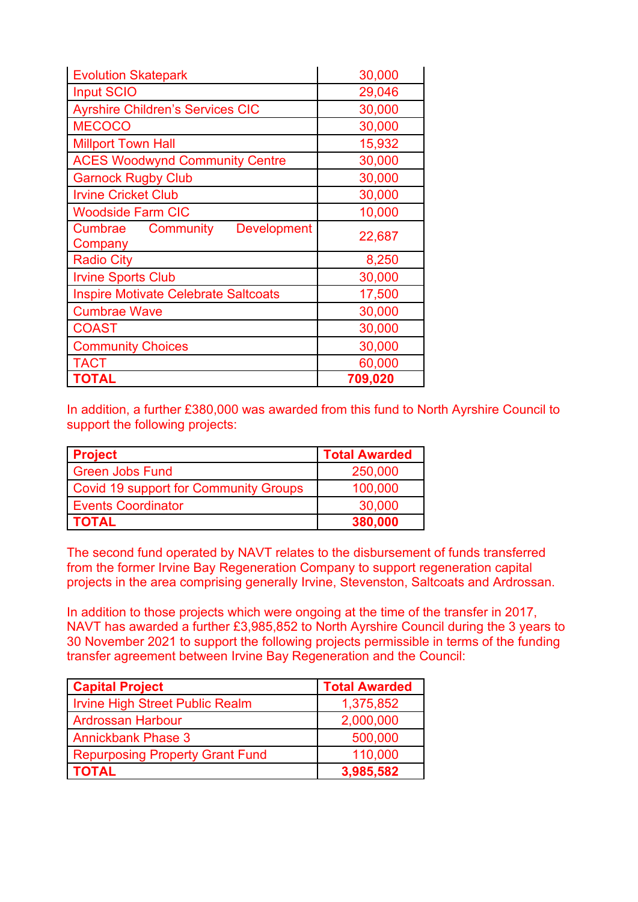| | |
|---|---|
| Evolution Skatepark | 30,000 |
| Input SCIO | 29,046 |
| Ayrshire Children's Services CIC | 30,000 |
| MECOCO | 30,000 |
| Millport Town Hall | 15,932 |
| ACES Woodwynd Community Centre | 30,000 |
| Garnock Rugby Club | 30,000 |
| Irvine Cricket Club | 30,000 |
| Woodside Farm CIC | 10,000 |
| Cumbrae Community Development Company | 22,687 |
| Radio City | 8,250 |
| Irvine Sports Club | 30,000 |
| Inspire Motivate Celebrate Saltcoats | 17,500 |
| Cumbrae Wave | 30,000 |
| COAST | 30,000 |
| Community Choices | 30,000 |
| TACT | 60,000 |
| **TOTAL** | **709,020** |

In addition, a further £380,000 was awarded from this fund to North Ayrshire Council to support the following projects:

| **Project** | **Total Awarded** |
|---|---|
| Green Jobs Fund | 250,000 |
| Covid 19 support for Community Groups | 100,000 |
| Events Coordinator | 30,000 |
| **TOTAL** | **380,000** |

The second fund operated by NAVT relates to the disbursement of funds transferred from the former Irvine Bay Regeneration Company to support regeneration capital projects in the area comprising generally Irvine, Stevenston, Saltcoats and Ardrossan.

In addition to those projects which were ongoing at the time of the transfer in 2017, NAVT has awarded a further £3,985,852 to North Ayrshire Council during the 3 years to 30 November 2021 to support the following projects permissible in terms of the funding transfer agreement between Irvine Bay Regeneration and the Council:

| **Capital Project** | **Total Awarded** |
|---|---|
| Irvine High Street Public Realm | 1,375,852 |
| Ardrossan Harbour | 2,000,000 |
| Annickbank Phase 3 | 500,000 |
| Repurposing Property Grant Fund | 110,000 |
| **TOTAL** | **3,985,582** |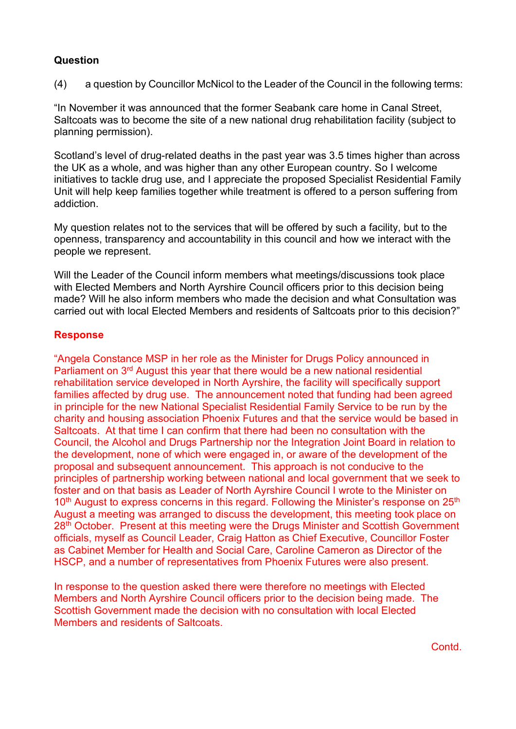**Question**

(4) a question by Councillor McNicol to the Leader of the Council in the following terms:

"In November it was announced that the former Seabank care home in Canal Street, Saltcoats was to become the site of a new national drug rehabilitation facility (subject to planning permission).

Scotland's level of drug-related deaths in the past year was 3.5 times higher than across the UK as a whole, and was higher than any other European country. So I welcome initiatives to tackle drug use, and I appreciate the proposed Specialist Residential Family Unit will help keep families together while treatment is offered to a person suffering from addiction.

My question relates not to the services that will be offered by such a facility, but to the openness, transparency and accountability in this council and how we interact with the people we represent.

Will the Leader of the Council inform members what meetings/discussions took place with Elected Members and North Ayrshire Council officers prior to this decision being made? Will he also inform members who made the decision and what Consultation was carried out with local Elected Members and residents of Saltcoats prior to this decision?"

**Response**

"Angela Constance MSP in her role as the Minister for Drugs Policy announced in Parliament on 3rd August this year that there would be a new national residential rehabilitation service developed in North Ayrshire, the facility will specifically support families affected by drug use. The announcement noted that funding had been agreed in principle for the new National Specialist Residential Family Service to be run by the charity and housing association Phoenix Futures and that the service would be based in Saltcoats. At that time I can confirm that there had been no consultation with the Council, the Alcohol and Drugs Partnership nor the Integration Joint Board in relation to the development, none of which were engaged in, or aware of the development of the proposal and subsequent announcement. This approach is not conducive to the principles of partnership working between national and local government that we seek to foster and on that basis as Leader of North Ayrshire Council I wrote to the Minister on 10th August to express concerns in this regard. Following the Minister's response on 25th August a meeting was arranged to discuss the development, this meeting took place on 28th October. Present at this meeting were the Drugs Minister and Scottish Government officials, myself as Council Leader, Craig Hatton as Chief Executive, Councillor Foster as Cabinet Member for Health and Social Care, Caroline Cameron as Director of the HSCP, and a number of representatives from Phoenix Futures were also present.

In response to the question asked there were therefore no meetings with Elected Members and North Ayrshire Council officers prior to the decision being made. The Scottish Government made the decision with no consultation with local Elected Members and residents of Saltcoats.

Contd.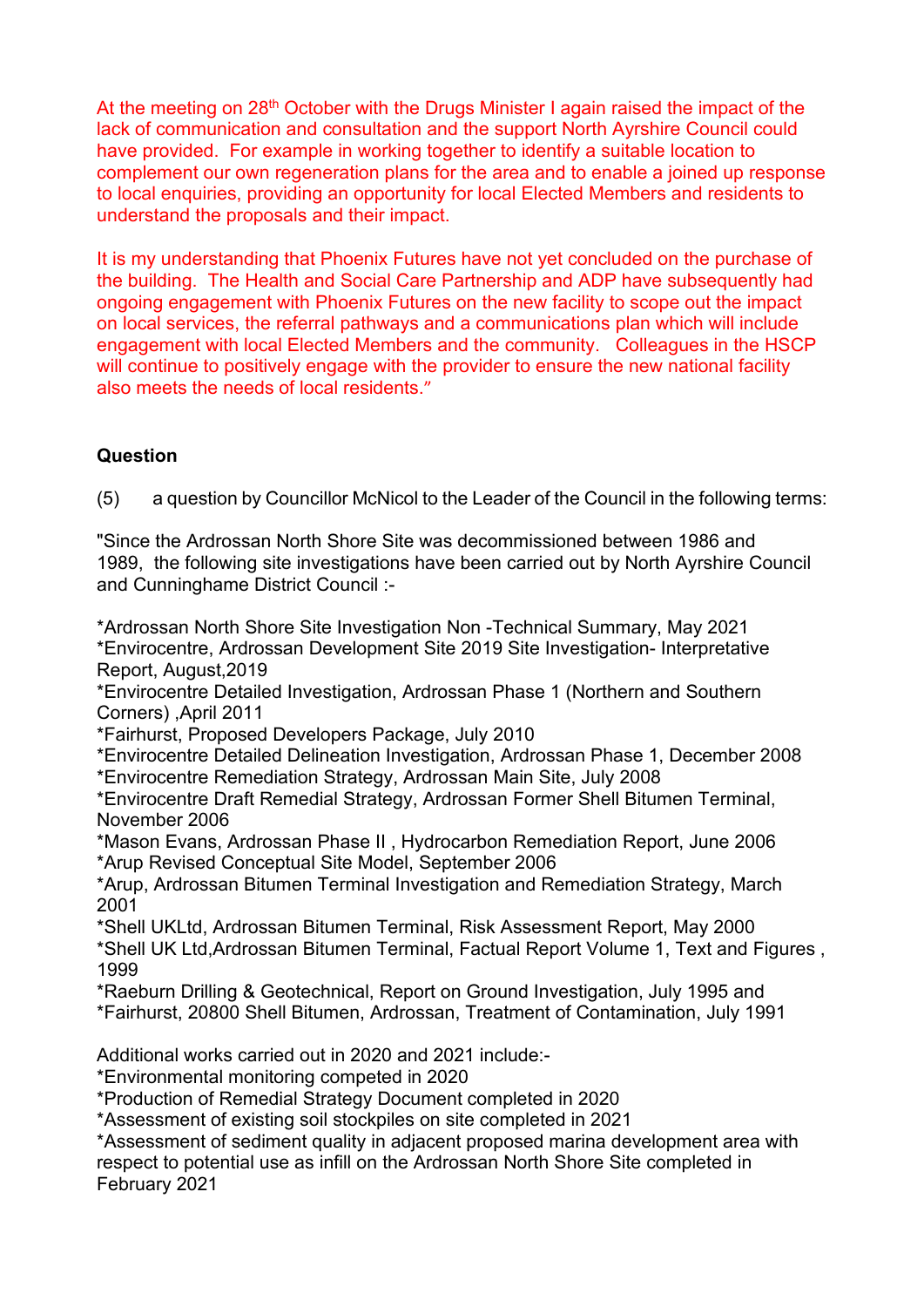At the meeting on 28th October with the Drugs Minister I again raised the impact of the lack of communication and consultation and the support North Ayrshire Council could have provided. For example in working together to identify a suitable location to complement our own regeneration plans for the area and to enable a joined up response to local enquiries, providing an opportunity for local Elected Members and residents to understand the proposals and their impact.

It is my understanding that Phoenix Futures have not yet concluded on the purchase of the building. The Health and Social Care Partnership and ADP have subsequently had ongoing engagement with Phoenix Futures on the new facility to scope out the impact on local services, the referral pathways and a communications plan which will include engagement with local Elected Members and the community. Colleagues in the HSCP will continue to positively engage with the provider to ensure the new national facility also meets the needs of local residents."

**Question**

(5) a question by Councillor McNicol to the Leader of the Council in the following terms:

"Since the Ardrossan North Shore Site was decommissioned between 1986 and 1989, the following site investigations have been carried out by North Ayrshire Council and Cunninghame District Council :-

*Ardrossan North Shore Site Investigation Non -Technical Summary, May 2021
*Envirocentre, Ardrossan Development Site 2019 Site Investigation- Interpretative Report, August,2019
*Envirocentre Detailed Investigation, Ardrossan Phase 1 (Northern and Southern Corners) ,April 2011
*Fairhurst, Proposed Developers Package, July 2010
*Envirocentre Detailed Delineation Investigation, Ardrossan Phase 1, December 2008
*Envirocentre Remediation Strategy, Ardrossan Main Site, July 2008
*Envirocentre Draft Remedial Strategy, Ardrossan Former Shell Bitumen Terminal, November 2006
*Mason Evans, Ardrossan Phase II , Hydrocarbon Remediation Report, June 2006
*Arup Revised Conceptual Site Model, September 2006
*Arup, Ardrossan Bitumen Terminal Investigation and Remediation Strategy, March 2001
*Shell UKLtd, Ardrossan Bitumen Terminal, Risk Assessment Report, May 2000
*Shell UK Ltd,Ardrossan Bitumen Terminal, Factual Report Volume 1, Text and Figures , 1999
*Raeburn Drilling & Geotechnical, Report on Ground Investigation, July 1995 and
*Fairhurst, 20800 Shell Bitumen, Ardrossan, Treatment of Contamination, July 1991

Additional works carried out in 2020 and 2021 include:-
*Environmental monitoring competed in 2020
*Production of Remedial Strategy Document completed in 2020
*Assessment of existing soil stockpiles on site completed in 2021
*Assessment of sediment quality in adjacent proposed marina development area with respect to potential use as infill on the Ardrossan North Shore Site completed in February 2021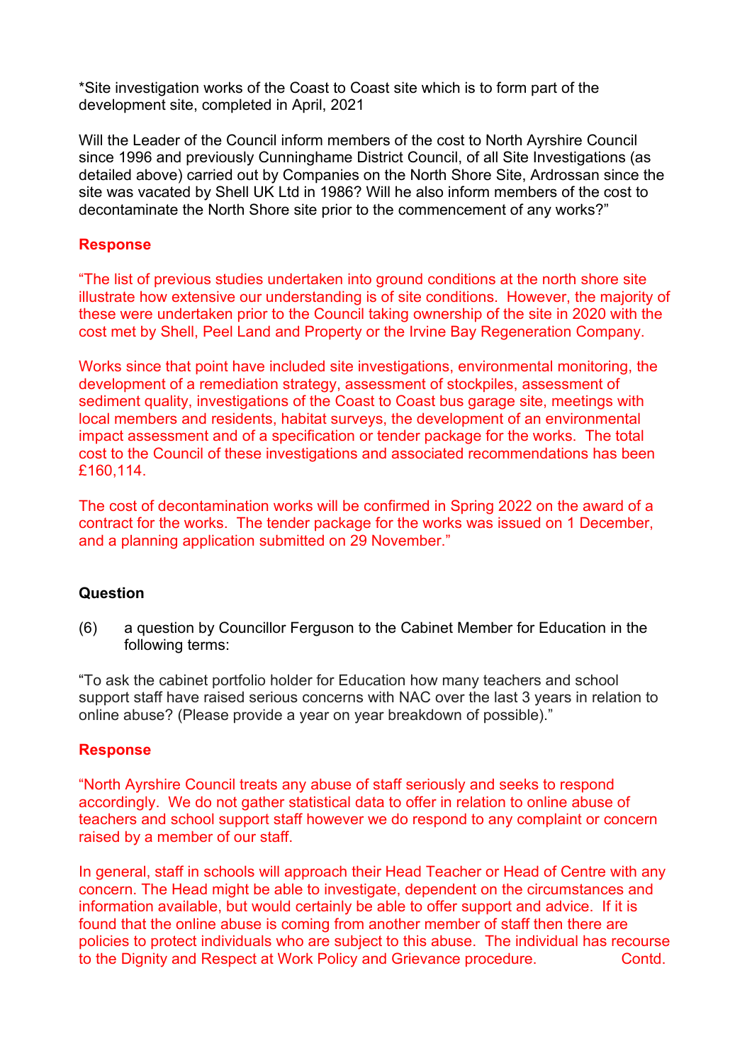*Site investigation works of the Coast to Coast site which is to form part of the development site, completed in April, 2021

Will the Leader of the Council inform members of the cost to North Ayrshire Council since 1996 and previously Cunninghame District Council, of all Site Investigations (as detailed above) carried out by Companies on the North Shore Site, Ardrossan since the site was vacated by Shell UK Ltd in 1986? Will he also inform members of the cost to decontaminate the North Shore site prior to the commencement of any works?"

**Response**

"The list of previous studies undertaken into ground conditions at the north shore site illustrate how extensive our understanding is of site conditions. However, the majority of these were undertaken prior to the Council taking ownership of the site in 2020 with the cost met by Shell, Peel Land and Property or the Irvine Bay Regeneration Company.

Works since that point have included site investigations, environmental monitoring, the development of a remediation strategy, assessment of stockpiles, assessment of sediment quality, investigations of the Coast to Coast bus garage site, meetings with local members and residents, habitat surveys, the development of an environmental impact assessment and of a specification or tender package for the works. The total cost to the Council of these investigations and associated recommendations has been £160,114.

The cost of decontamination works will be confirmed in Spring 2022 on the award of a contract for the works. The tender package for the works was issued on 1 December, and a planning application submitted on 29 November."

**Question**

(6) a question by Councillor Ferguson to the Cabinet Member for Education in the following terms:

"To ask the cabinet portfolio holder for Education how many teachers and school support staff have raised serious concerns with NAC over the last 3 years in relation to online abuse? (Please provide a year on year breakdown of possible)."

**Response**

"North Ayrshire Council treats any abuse of staff seriously and seeks to respond accordingly. We do not gather statistical data to offer in relation to online abuse of teachers and school support staff however we do respond to any complaint or concern raised by a member of our staff.

In general, staff in schools will approach their Head Teacher or Head of Centre with any concern. The Head might be able to investigate, dependent on the circumstances and information available, but would certainly be able to offer support and advice. If it is found that the online abuse is coming from another member of staff then there are policies to protect individuals who are subject to this abuse. The individual has recourse to the Dignity and Respect at Work Policy and Grievance procedure. Contd.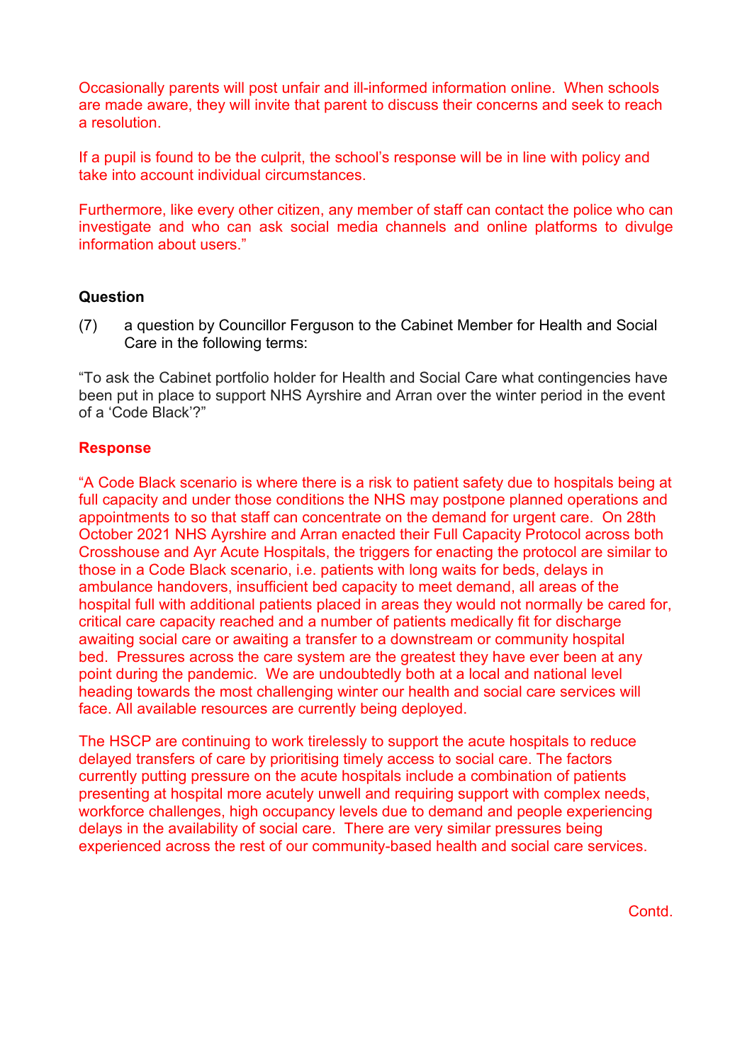Occasionally parents will post unfair and ill-informed information online. When schools are made aware, they will invite that parent to discuss their concerns and seek to reach a resolution.

If a pupil is found to be the culprit, the school's response will be in line with policy and take into account individual circumstances.

Furthermore, like every other citizen, any member of staff can contact the police who can investigate and who can ask social media channels and online platforms to divulge information about users."

**Question**

(7) a question by Councillor Ferguson to the Cabinet Member for Health and Social Care in the following terms:

"To ask the Cabinet portfolio holder for Health and Social Care what contingencies have been put in place to support NHS Ayrshire and Arran over the winter period in the event of a 'Code Black'?"

**Response**

"A Code Black scenario is where there is a risk to patient safety due to hospitals being at full capacity and under those conditions the NHS may postpone planned operations and appointments to so that staff can concentrate on the demand for urgent care. On 28th October 2021 NHS Ayrshire and Arran enacted their Full Capacity Protocol across both Crosshouse and Ayr Acute Hospitals, the triggers for enacting the protocol are similar to those in a Code Black scenario, i.e. patients with long waits for beds, delays in ambulance handovers, insufficient bed capacity to meet demand, all areas of the hospital full with additional patients placed in areas they would not normally be cared for, critical care capacity reached and a number of patients medically fit for discharge awaiting social care or awaiting a transfer to a downstream or community hospital bed. Pressures across the care system are the greatest they have ever been at any point during the pandemic. We are undoubtedly both at a local and national level heading towards the most challenging winter our health and social care services will face. All available resources are currently being deployed.

The HSCP are continuing to work tirelessly to support the acute hospitals to reduce delayed transfers of care by prioritising timely access to social care. The factors currently putting pressure on the acute hospitals include a combination of patients presenting at hospital more acutely unwell and requiring support with complex needs, workforce challenges, high occupancy levels due to demand and people experiencing delays in the availability of social care. There are very similar pressures being experienced across the rest of our community-based health and social care services.

Contd.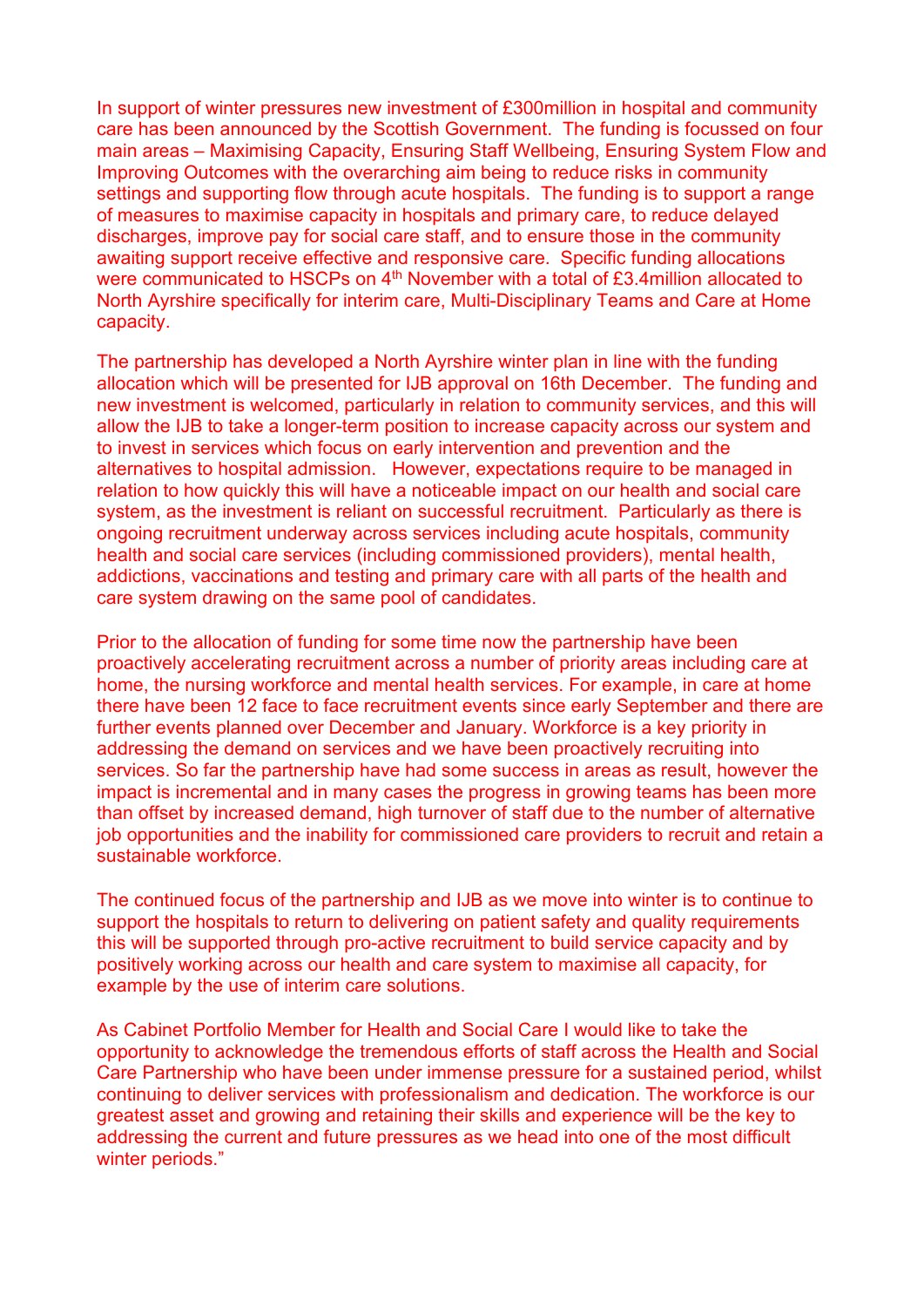In support of winter pressures new investment of £300million in hospital and community care has been announced by the Scottish Government. The funding is focussed on four main areas – Maximising Capacity, Ensuring Staff Wellbeing, Ensuring System Flow and Improving Outcomes with the overarching aim being to reduce risks in community settings and supporting flow through acute hospitals. The funding is to support a range of measures to maximise capacity in hospitals and primary care, to reduce delayed discharges, improve pay for social care staff, and to ensure those in the community awaiting support receive effective and responsive care. Specific funding allocations were communicated to HSCPs on 4th November with a total of £3.4million allocated to North Ayrshire specifically for interim care, Multi-Disciplinary Teams and Care at Home capacity.

The partnership has developed a North Ayrshire winter plan in line with the funding allocation which will be presented for IJB approval on 16th December. The funding and new investment is welcomed, particularly in relation to community services, and this will allow the IJB to take a longer-term position to increase capacity across our system and to invest in services which focus on early intervention and prevention and the alternatives to hospital admission. However, expectations require to be managed in relation to how quickly this will have a noticeable impact on our health and social care system, as the investment is reliant on successful recruitment. Particularly as there is ongoing recruitment underway across services including acute hospitals, community health and social care services (including commissioned providers), mental health, addictions, vaccinations and testing and primary care with all parts of the health and care system drawing on the same pool of candidates.

Prior to the allocation of funding for some time now the partnership have been proactively accelerating recruitment across a number of priority areas including care at home, the nursing workforce and mental health services. For example, in care at home there have been 12 face to face recruitment events since early September and there are further events planned over December and January. Workforce is a key priority in addressing the demand on services and we have been proactively recruiting into services. So far the partnership have had some success in areas as result, however the impact is incremental and in many cases the progress in growing teams has been more than offset by increased demand, high turnover of staff due to the number of alternative job opportunities and the inability for commissioned care providers to recruit and retain a sustainable workforce.

The continued focus of the partnership and IJB as we move into winter is to continue to support the hospitals to return to delivering on patient safety and quality requirements this will be supported through pro-active recruitment to build service capacity and by positively working across our health and care system to maximise all capacity, for example by the use of interim care solutions.

As Cabinet Portfolio Member for Health and Social Care I would like to take the opportunity to acknowledge the tremendous efforts of staff across the Health and Social Care Partnership who have been under immense pressure for a sustained period, whilst continuing to deliver services with professionalism and dedication. The workforce is our greatest asset and growing and retaining their skills and experience will be the key to addressing the current and future pressures as we head into one of the most difficult winter periods."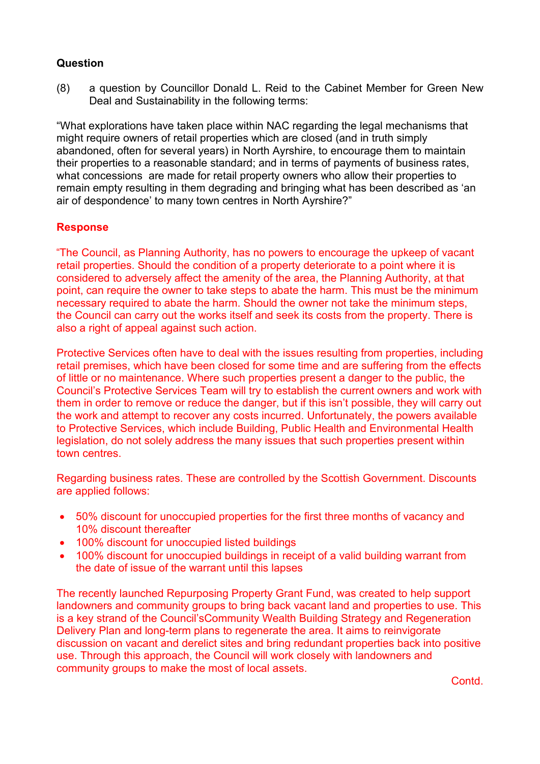**Question**

(8) a question by Councillor Donald L. Reid to the Cabinet Member for Green New Deal and Sustainability in the following terms:

"What explorations have taken place within NAC regarding the legal mechanisms that might require owners of retail properties which are closed (and in truth simply abandoned, often for several years) in North Ayrshire, to encourage them to maintain their properties to a reasonable standard; and in terms of payments of business rates, what concessions are made for retail property owners who allow their properties to remain empty resulting in them degrading and bringing what has been described as 'an air of despondence' to many town centres in North Ayrshire?"

**Response**

"The Council, as Planning Authority, has no powers to encourage the upkeep of vacant retail properties. Should the condition of a property deteriorate to a point where it is considered to adversely affect the amenity of the area, the Planning Authority, at that point, can require the owner to take steps to abate the harm. This must be the minimum necessary required to abate the harm. Should the owner not take the minimum steps, the Council can carry out the works itself and seek its costs from the property. There is also a right of appeal against such action.

Protective Services often have to deal with the issues resulting from properties, including retail premises, which have been closed for some time and are suffering from the effects of little or no maintenance. Where such properties present a danger to the public, the Council's Protective Services Team will try to establish the current owners and work with them in order to remove or reduce the danger, but if this isn't possible, they will carry out the work and attempt to recover any costs incurred. Unfortunately, the powers available to Protective Services, which include Building, Public Health and Environmental Health legislation, do not solely address the many issues that such properties present within town centres.

Regarding business rates. These are controlled by the Scottish Government. Discounts are applied follows:

- 50% discount for unoccupied properties for the first three months of vacancy and 10% discount thereafter
- 100% discount for unoccupied listed buildings
- 100% discount for unoccupied buildings in receipt of a valid building warrant from the date of issue of the warrant until this lapses

The recently launched Repurposing Property Grant Fund, was created to help support landowners and community groups to bring back vacant land and properties to use. This is a key strand of the Council'sCommunity Wealth Building Strategy and Regeneration Delivery Plan and long-term plans to regenerate the area. It aims to reinvigorate discussion on vacant and derelict sites and bring redundant properties back into positive use. Through this approach, the Council will work closely with landowners and community groups to make the most of local assets.

Contd.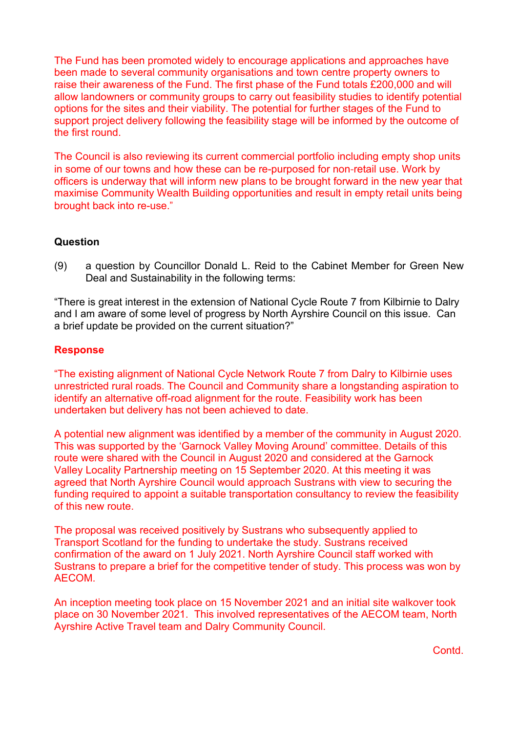The Fund has been promoted widely to encourage applications and approaches have been made to several community organisations and town centre property owners to raise their awareness of the Fund. The first phase of the Fund totals £200,000 and will allow landowners or community groups to carry out feasibility studies to identify potential options for the sites and their viability. The potential for further stages of the Fund to support project delivery following the feasibility stage will be informed by the outcome of the first round.

The Council is also reviewing its current commercial portfolio including empty shop units in some of our towns and how these can be re-purposed for non-retail use. Work by officers is underway that will inform new plans to be brought forward in the new year that maximise Community Wealth Building opportunities and result in empty retail units being brought back into re-use."

**Question**

(9) a question by Councillor Donald L. Reid to the Cabinet Member for Green New Deal and Sustainability in the following terms:

"There is great interest in the extension of National Cycle Route 7 from Kilbirnie to Dalry and I am aware of some level of progress by North Ayrshire Council on this issue. Can a brief update be provided on the current situation?"

**Response**

"The existing alignment of National Cycle Network Route 7 from Dalry to Kilbirnie uses unrestricted rural roads. The Council and Community share a longstanding aspiration to identify an alternative off-road alignment for the route. Feasibility work has been undertaken but delivery has not been achieved to date.

A potential new alignment was identified by a member of the community in August 2020. This was supported by the 'Garnock Valley Moving Around' committee. Details of this route were shared with the Council in August 2020 and considered at the Garnock Valley Locality Partnership meeting on 15 September 2020. At this meeting it was agreed that North Ayrshire Council would approach Sustrans with view to securing the funding required to appoint a suitable transportation consultancy to review the feasibility of this new route.

The proposal was received positively by Sustrans who subsequently applied to Transport Scotland for the funding to undertake the study. Sustrans received confirmation of the award on 1 July 2021. North Ayrshire Council staff worked with Sustrans to prepare a brief for the competitive tender of study. This process was won by AECOM.

An inception meeting took place on 15 November 2021 and an initial site walkover took place on 30 November 2021. This involved representatives of the AECOM team, North Ayrshire Active Travel team and Dalry Community Council.

Contd.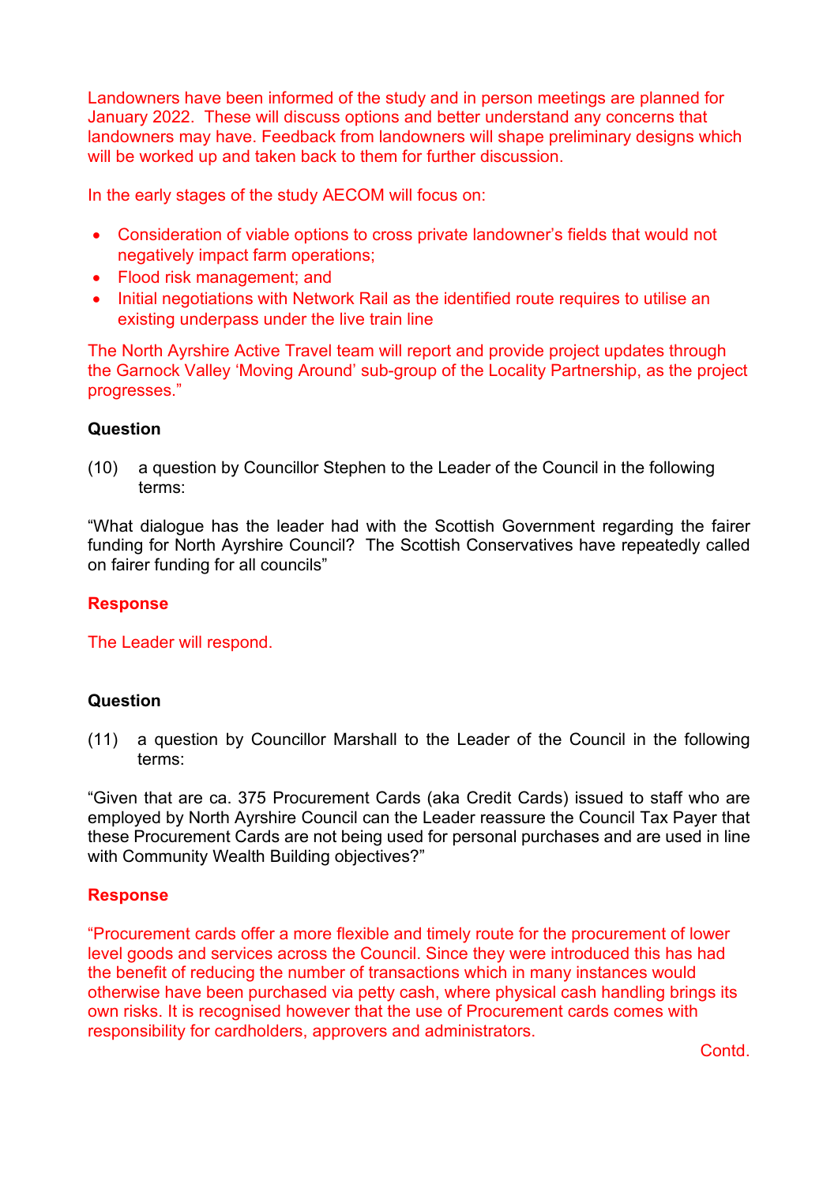Landowners have been informed of the study and in person meetings are planned for January 2022. These will discuss options and better understand any concerns that landowners may have. Feedback from landowners will shape preliminary designs which will be worked up and taken back to them for further discussion.

In the early stages of the study AECOM will focus on:

- Consideration of viable options to cross private landowner's fields that would not negatively impact farm operations;
- Flood risk management; and
- Initial negotiations with Network Rail as the identified route requires to utilise an existing underpass under the live train line

The North Ayrshire Active Travel team will report and provide project updates through the Garnock Valley 'Moving Around' sub-group of the Locality Partnership, as the project progresses."

**Question**

(10) a question by Councillor Stephen to the Leader of the Council in the following terms:

"What dialogue has the leader had with the Scottish Government regarding the fairer funding for North Ayrshire Council? The Scottish Conservatives have repeatedly called on fairer funding for all councils"

**Response**

The Leader will respond.

**Question**

(11) a question by Councillor Marshall to the Leader of the Council in the following terms:

"Given that are ca. 375 Procurement Cards (aka Credit Cards) issued to staff who are employed by North Ayrshire Council can the Leader reassure the Council Tax Payer that these Procurement Cards are not being used for personal purchases and are used in line with Community Wealth Building objectives?"

**Response**

"Procurement cards offer a more flexible and timely route for the procurement of lower level goods and services across the Council. Since they were introduced this has had the benefit of reducing the number of transactions which in many instances would otherwise have been purchased via petty cash, where physical cash handling brings its own risks. It is recognised however that the use of Procurement cards comes with responsibility for cardholders, approvers and administrators.

Contd.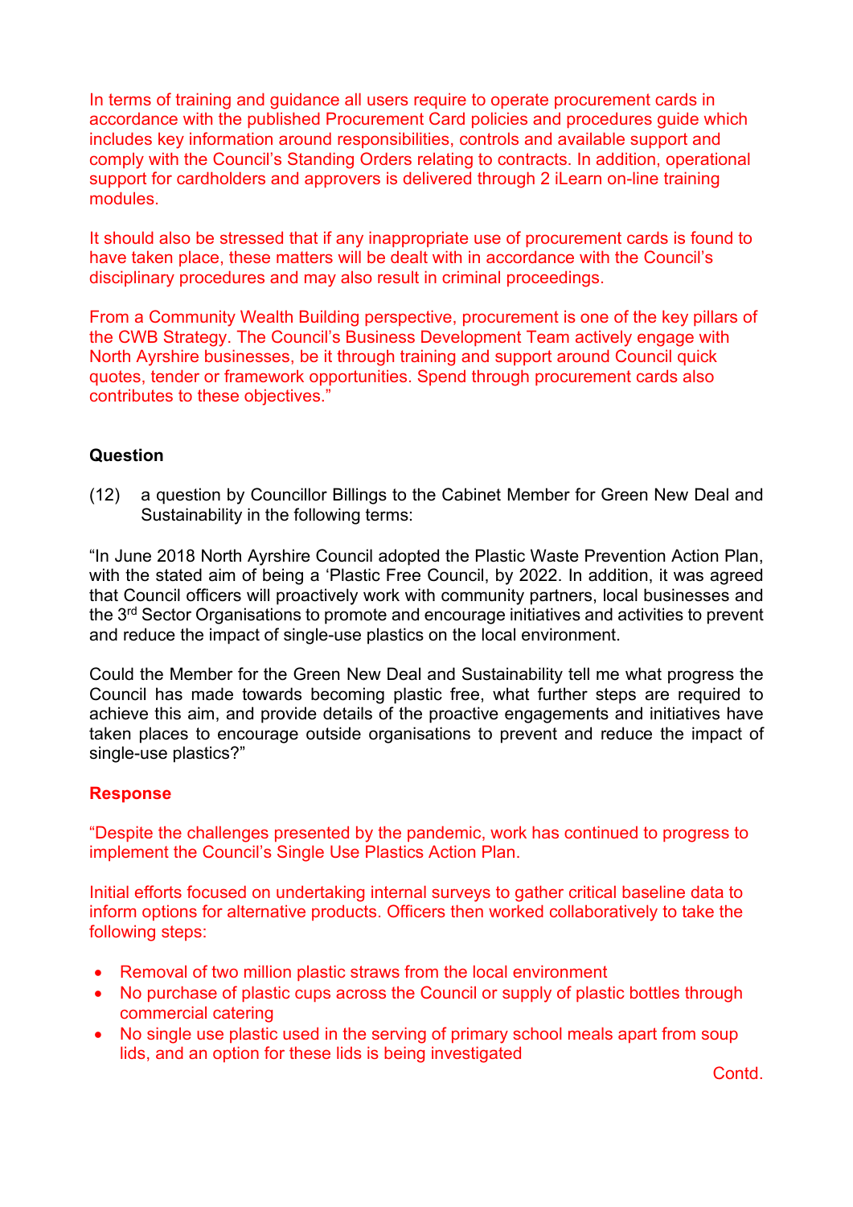In terms of training and guidance all users require to operate procurement cards in accordance with the published Procurement Card policies and procedures guide which includes key information around responsibilities, controls and available support and comply with the Council's Standing Orders relating to contracts. In addition, operational support for cardholders and approvers is delivered through 2 iLearn on-line training modules.

It should also be stressed that if any inappropriate use of procurement cards is found to have taken place, these matters will be dealt with in accordance with the Council's disciplinary procedures and may also result in criminal proceedings.

From a Community Wealth Building perspective, procurement is one of the key pillars of the CWB Strategy. The Council's Business Development Team actively engage with North Ayrshire businesses, be it through training and support around Council quick quotes, tender or framework opportunities. Spend through procurement cards also contributes to these objectives."

**Question**

(12) a question by Councillor Billings to the Cabinet Member for Green New Deal and Sustainability in the following terms:

"In June 2018 North Ayrshire Council adopted the Plastic Waste Prevention Action Plan, with the stated aim of being a 'Plastic Free Council, by 2022. In addition, it was agreed that Council officers will proactively work with community partners, local businesses and the 3rd Sector Organisations to promote and encourage initiatives and activities to prevent and reduce the impact of single-use plastics on the local environment.

Could the Member for the Green New Deal and Sustainability tell me what progress the Council has made towards becoming plastic free, what further steps are required to achieve this aim, and provide details of the proactive engagements and initiatives have taken places to encourage outside organisations to prevent and reduce the impact of single-use plastics?"

**Response**

"Despite the challenges presented by the pandemic, work has continued to progress to implement the Council's Single Use Plastics Action Plan.

Initial efforts focused on undertaking internal surveys to gather critical baseline data to inform options for alternative products. Officers then worked collaboratively to take the following steps:

- Removal of two million plastic straws from the local environment
- No purchase of plastic cups across the Council or supply of plastic bottles through commercial catering
- No single use plastic used in the serving of primary school meals apart from soup lids, and an option for these lids is being investigated

Contd.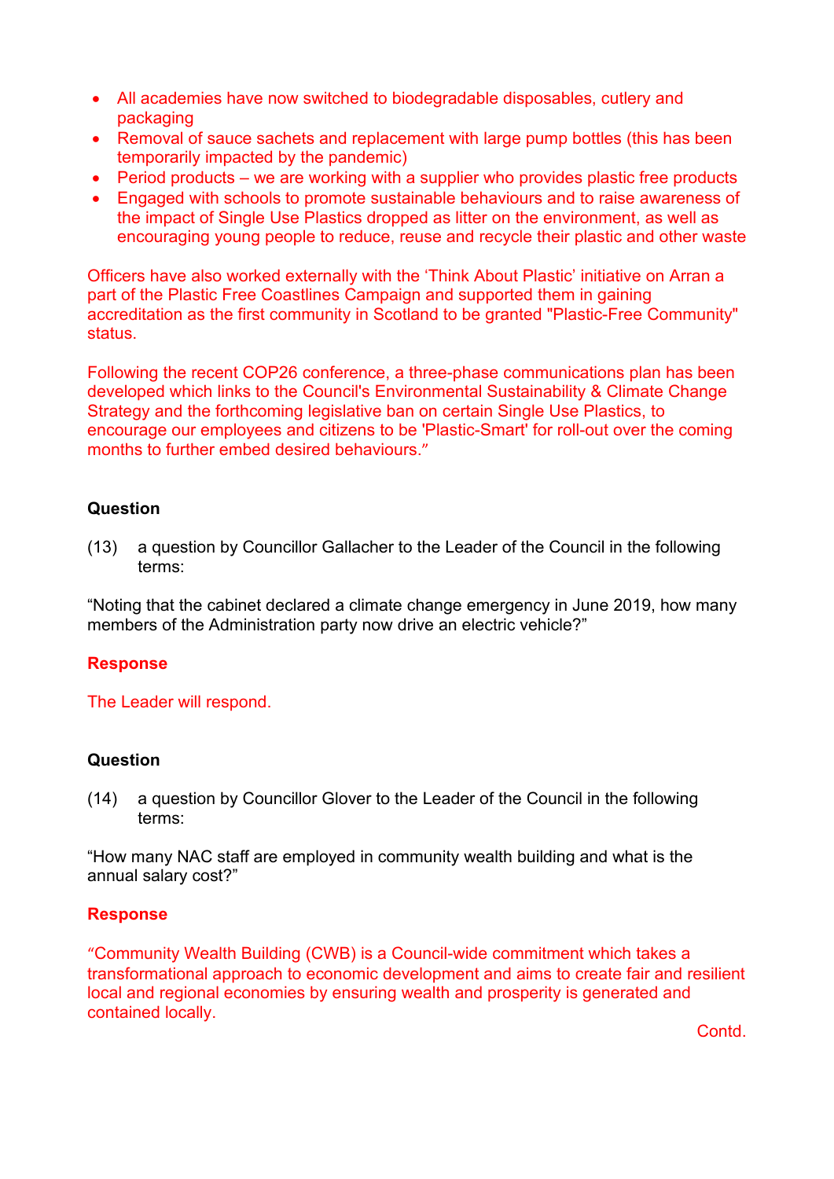- All academies have now switched to biodegradable disposables, cutlery and packaging
- Removal of sauce sachets and replacement with large pump bottles (this has been temporarily impacted by the pandemic)
- Period products – we are working with a supplier who provides plastic free products
- Engaged with schools to promote sustainable behaviours and to raise awareness of the impact of Single Use Plastics dropped as litter on the environment, as well as encouraging young people to reduce, reuse and recycle their plastic and other waste

Officers have also worked externally with the 'Think About Plastic' initiative on Arran a part of the Plastic Free Coastlines Campaign and supported them in gaining accreditation as the first community in Scotland to be granted "Plastic-Free Community" status.

Following the recent COP26 conference, a three-phase communications plan has been developed which links to the Council's Environmental Sustainability & Climate Change Strategy and the forthcoming legislative ban on certain Single Use Plastics, to encourage our employees and citizens to be 'Plastic-Smart' for roll-out over the coming months to further embed desired behaviours."

**Question**

(13) a question by Councillor Gallacher to the Leader of the Council in the following terms:

"Noting that the cabinet declared a climate change emergency in June 2019, how many members of the Administration party now drive an electric vehicle?"

**Response**

The Leader will respond.

**Question**

(14) a question by Councillor Glover to the Leader of the Council in the following terms:

"How many NAC staff are employed in community wealth building and what is the annual salary cost?"

**Response**

"Community Wealth Building (CWB) is a Council-wide commitment which takes a transformational approach to economic development and aims to create fair and resilient local and regional economies by ensuring wealth and prosperity is generated and contained locally.

Contd.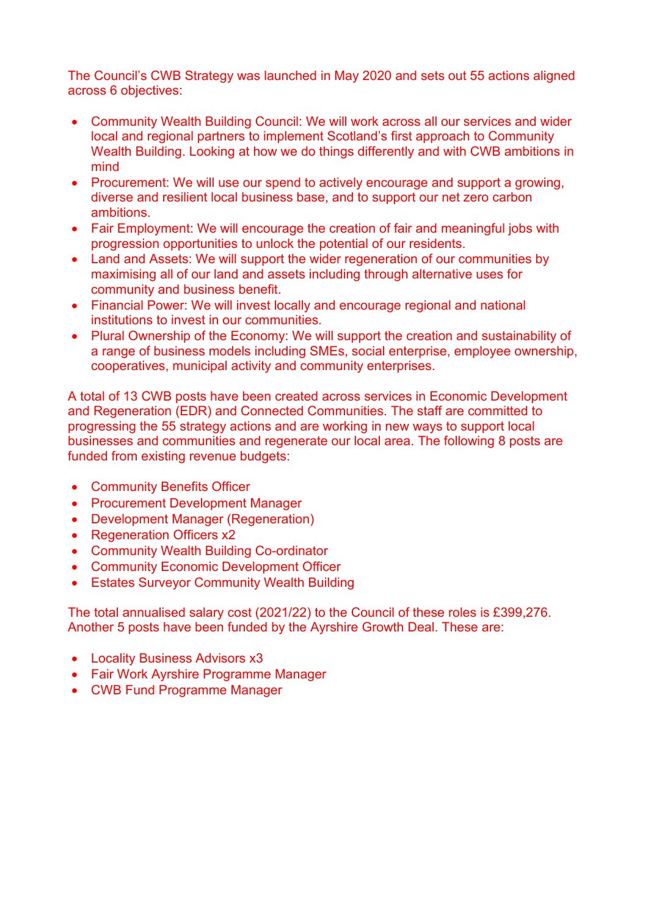The Council's CWB Strategy was launched in May 2020 and sets out 55 actions aligned across 6 objectives:

- Community Wealth Building Council: We will work across all our services and wider local and regional partners to implement Scotland's first approach to Community Wealth Building. Looking at how we do things differently and with CWB ambitions in mind
- Procurement: We will use our spend to actively encourage and support a growing, diverse and resilient local business base, and to support our net zero carbon ambitions.
- Fair Employment: We will encourage the creation of fair and meaningful jobs with progression opportunities to unlock the potential of our residents.
- Land and Assets: We will support the wider regeneration of our communities by maximising all of our land and assets including through alternative uses for community and business benefit.
- Financial Power: We will invest locally and encourage regional and national institutions to invest in our communities.
- Plural Ownership of the Economy: We will support the creation and sustainability of a range of business models including SMEs, social enterprise, employee ownership, cooperatives, municipal activity and community enterprises.

A total of 13 CWB posts have been created across services in Economic Development and Regeneration (EDR) and Connected Communities. The staff are committed to progressing the 55 strategy actions and are working in new ways to support local businesses and communities and regenerate our local area. The following 8 posts are funded from existing revenue budgets:

- Community Benefits Officer
- Procurement Development Manager
- Development Manager (Regeneration)
- Regeneration Officers x2
- Community Wealth Building Co-ordinator
- Community Economic Development Officer
- Estates Surveyor Community Wealth Building

The total annualised salary cost (2021/22) to the Council of these roles is £399,276. Another 5 posts have been funded by the Ayrshire Growth Deal. These are:

- Locality Business Advisors x3
- Fair Work Ayrshire Programme Manager
- CWB Fund Programme Manager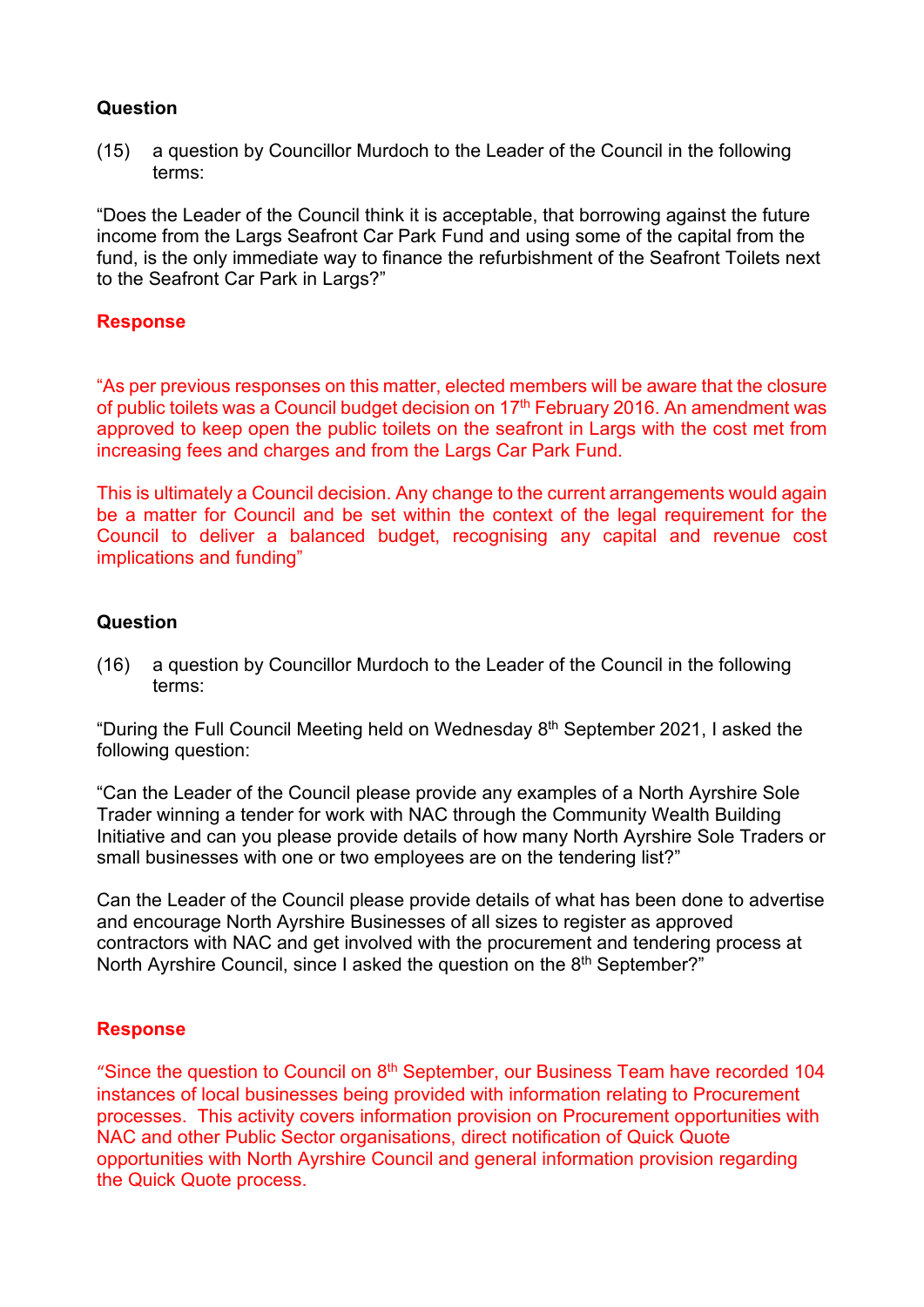**Question**

(15) a question by Councillor Murdoch to the Leader of the Council in the following terms:

"Does the Leader of the Council think it is acceptable, that borrowing against the future income from the Largs Seafront Car Park Fund and using some of the capital from the fund, is the only immediate way to finance the refurbishment of the Seafront Toilets next to the Seafront Car Park in Largs?"

**Response**

"As per previous responses on this matter, elected members will be aware that the closure of public toilets was a Council budget decision on 17th February 2016. An amendment was approved to keep open the public toilets on the seafront in Largs with the cost met from increasing fees and charges and from the Largs Car Park Fund.

This is ultimately a Council decision. Any change to the current arrangements would again be a matter for Council and be set within the context of the legal requirement for the Council to deliver a balanced budget, recognising any capital and revenue cost implications and funding"

**Question**

(16) a question by Councillor Murdoch to the Leader of the Council in the following terms:

"During the Full Council Meeting held on Wednesday 8th September 2021, I asked the following question:

"Can the Leader of the Council please provide any examples of a North Ayrshire Sole Trader winning a tender for work with NAC through the Community Wealth Building Initiative and can you please provide details of how many North Ayrshire Sole Traders or small businesses with one or two employees are on the tendering list?"

Can the Leader of the Council please provide details of what has been done to advertise and encourage North Ayrshire Businesses of all sizes to register as approved contractors with NAC and get involved with the procurement and tendering process at North Ayrshire Council, since I asked the question on the 8th September?"

**Response**

"Since the question to Council on 8th September, our Business Team have recorded 104 instances of local businesses being provided with information relating to Procurement processes. This activity covers information provision on Procurement opportunities with NAC and other Public Sector organisations, direct notification of Quick Quote opportunities with North Ayrshire Council and general information provision regarding the Quick Quote process.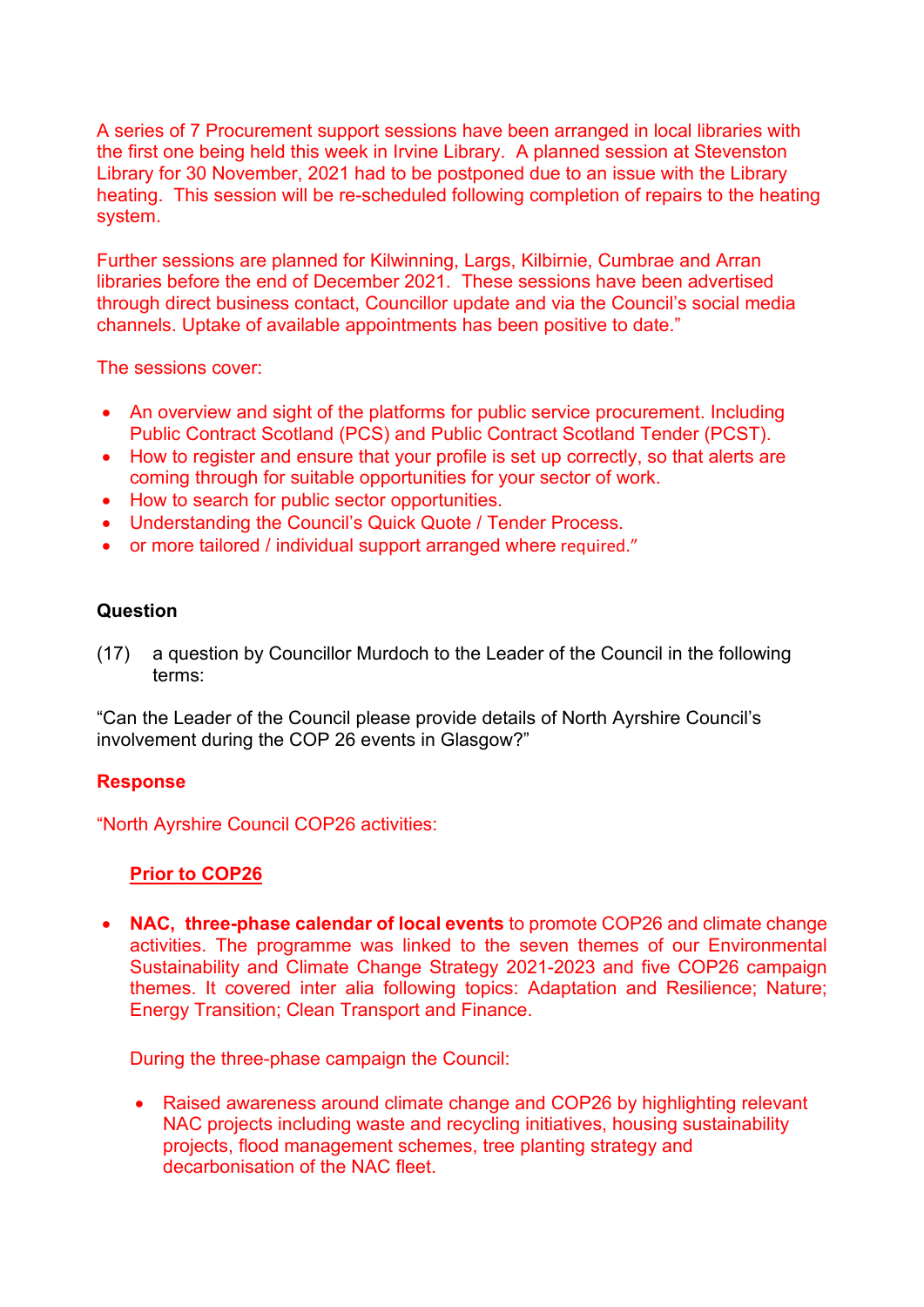A series of 7 Procurement support sessions have been arranged in local libraries with the first one being held this week in Irvine Library. A planned session at Stevenston Library for 30 November, 2021 had to be postponed due to an issue with the Library heating. This session will be re-scheduled following completion of repairs to the heating system.

Further sessions are planned for Kilwinning, Largs, Kilbirnie, Cumbrae and Arran libraries before the end of December 2021. These sessions have been advertised through direct business contact, Councillor update and via the Council's social media channels. Uptake of available appointments has been positive to date."

The sessions cover:

- An overview and sight of the platforms for public service procurement. Including Public Contract Scotland (PCS) and Public Contract Scotland Tender (PCST).
- How to register and ensure that your profile is set up correctly, so that alerts are coming through for suitable opportunities for your sector of work.
- How to search for public sector opportunities.
- Understanding the Council's Quick Quote / Tender Process.
- or more tailored / individual support arranged where required."

**Question**

(17) a question by Councillor Murdoch to the Leader of the Council in the following terms:

"Can the Leader of the Council please provide details of North Ayrshire Council's involvement during the COP 26 events in Glasgow?"

**Response**

"North Ayrshire Council COP26 activities:

**Prior to COP26**

- **NAC, three-phase calendar of local events** to promote COP26 and climate change activities. The programme was linked to the seven themes of our Environmental Sustainability and Climate Change Strategy 2021-2023 and five COP26 campaign themes. It covered inter alia following topics: Adaptation and Resilience; Nature; Energy Transition; Clean Transport and Finance.

  During the three-phase campaign the Council:

  - Raised awareness around climate change and COP26 by highlighting relevant NAC projects including waste and recycling initiatives, housing sustainability projects, flood management schemes, tree planting strategy and decarbonisation of the NAC fleet.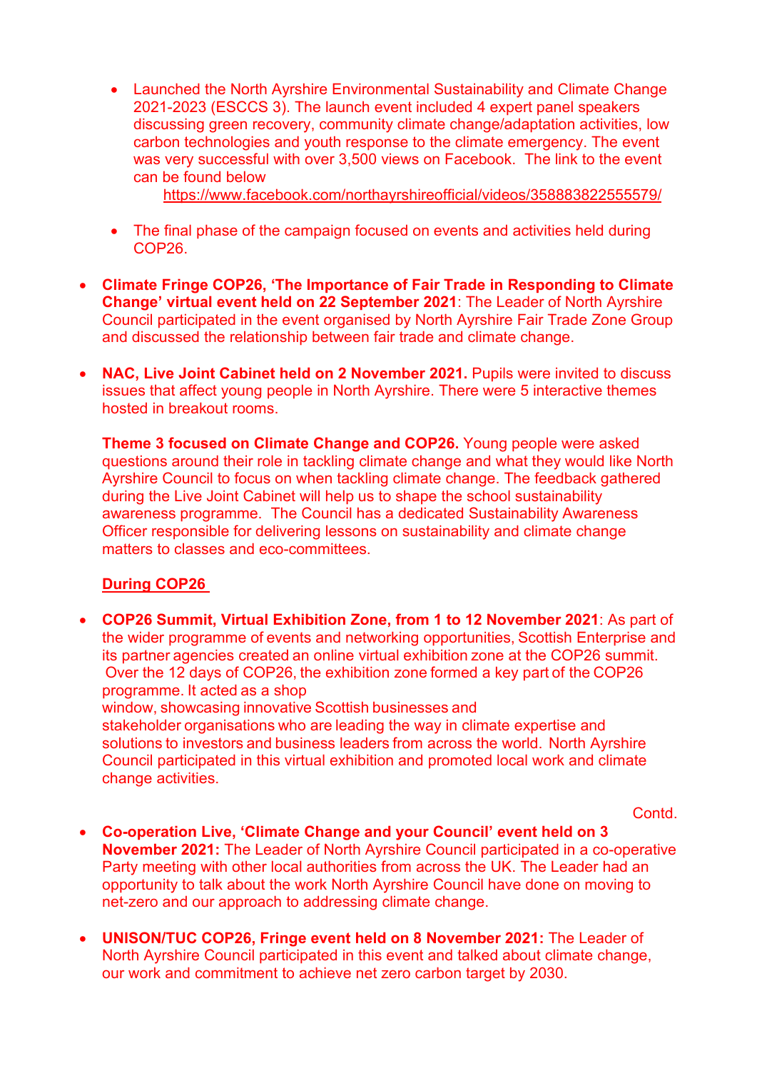- Launched the North Ayrshire Environmental Sustainability and Climate Change 2021-2023 (ESCCS 3). The launch event included 4 expert panel speakers discussing green recovery, community climate change/adaptation activities, low carbon technologies and youth response to the climate emergency. The event was very successful with over 3,500 views on Facebook. The link to the event can be found below
  https://www.facebook.com/northayrshireofficial/videos/358883822555579/

- The final phase of the campaign focused on events and activities held during COP26.

- **Climate Fringe COP26, 'The Importance of Fair Trade in Responding to Climate Change' virtual event held on 22 September 2021**: The Leader of North Ayrshire Council participated in the event organised by North Ayrshire Fair Trade Zone Group and discussed the relationship between fair trade and climate change.

- **NAC, Live Joint Cabinet held on 2 November 2021.** Pupils were invited to discuss issues that affect young people in North Ayrshire. There were 5 interactive themes hosted in breakout rooms.

  **Theme 3 focused on Climate Change and COP26.** Young people were asked questions around their role in tackling climate change and what they would like North Ayrshire Council to focus on when tackling climate change. The feedback gathered during the Live Joint Cabinet will help us to shape the school sustainability awareness programme. The Council has a dedicated Sustainability Awareness Officer responsible for delivering lessons on sustainability and climate change matters to classes and eco-committees.

**During COP26**

- **COP26 Summit, Virtual Exhibition Zone, from 1 to 12 November 2021**: As part of the wider programme of events and networking opportunities, Scottish Enterprise and its partner agencies created an online virtual exhibition zone at the COP26 summit. Over the 12 days of COP26, the exhibition zone formed a key part of the COP26 programme. It acted as a shop window, showcasing innovative Scottish businesses and stakeholder organisations who are leading the way in climate expertise and solutions to investors and business leaders from across the world. North Ayrshire Council participated in this virtual exhibition and promoted local work and climate change activities.

Contd.

- **Co-operation Live, 'Climate Change and your Council' event held on 3 November 2021:** The Leader of North Ayrshire Council participated in a co-operative Party meeting with other local authorities from across the UK. The Leader had an opportunity to talk about the work North Ayrshire Council have done on moving to net-zero and our approach to addressing climate change.

- **UNISON/TUC COP26, Fringe event held on 8 November 2021:** The Leader of North Ayrshire Council participated in this event and talked about climate change, our work and commitment to achieve net zero carbon target by 2030.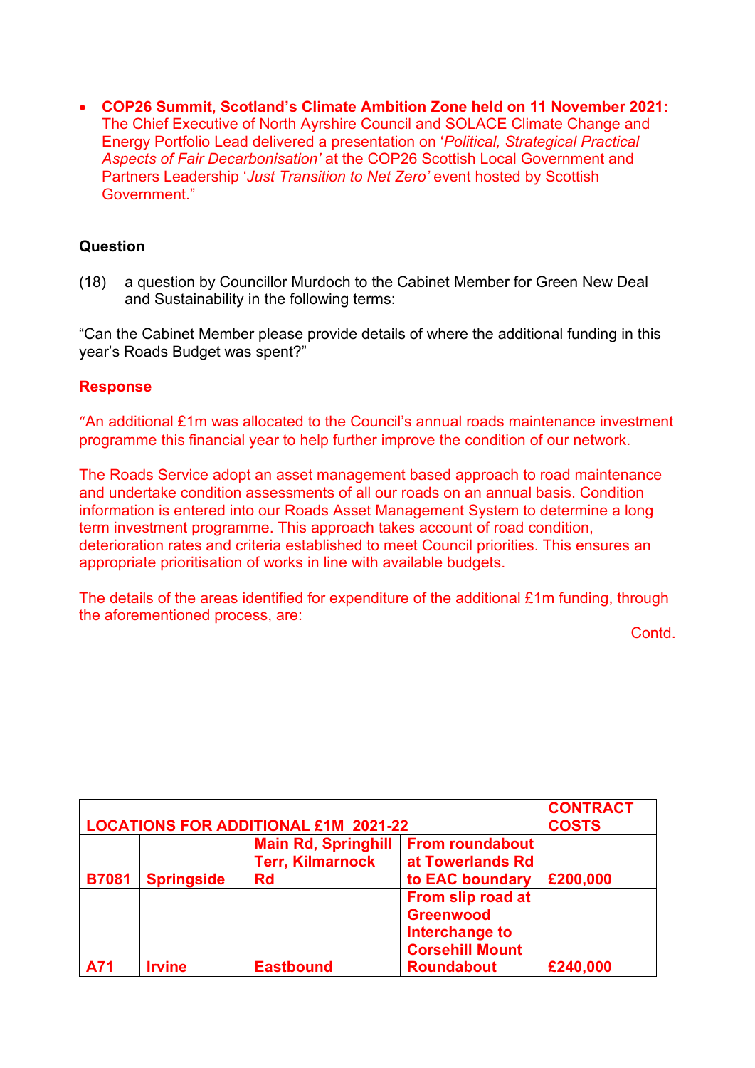- **COP26 Summit, Scotland's Climate Ambition Zone held on 11 November 2021:** The Chief Executive of North Ayrshire Council and SOLACE Climate Change and Energy Portfolio Lead delivered a presentation on '*Political, Strategical Practical Aspects of Fair Decarbonisation*' at the COP26 Scottish Local Government and Partners Leadership '*Just Transition to Net Zero*' event hosted by Scottish Government."

**Question**

(18) a question by Councillor Murdoch to the Cabinet Member for Green New Deal and Sustainability in the following terms:

"Can the Cabinet Member please provide details of where the additional funding in this year's Roads Budget was spent?"

**Response**

"An additional £1m was allocated to the Council's annual roads maintenance investment programme this financial year to help further improve the condition of our network.

The Roads Service adopt an asset management based approach to road maintenance and undertake condition assessments of all our roads on an annual basis. Condition information is entered into our Roads Asset Management System to determine a long term investment programme. This approach takes account of road condition, deterioration rates and criteria established to meet Council priorities. This ensures an appropriate prioritisation of works in line with available budgets.

The details of the areas identified for expenditure of the additional £1m funding, through the aforementioned process, are:

Contd.

| **LOCATIONS FOR ADDITIONAL £1M 2021-22** | | | | **CONTRACT COSTS** |
|---|---|---|---|---|
| **B7081** | **Springside** | **Main Rd, Springhill Terr, Kilmarnock Rd** | **From roundabout at Towerlands Rd to EAC boundary** | **£200,000** |
| **A71** | **Irvine** | **Eastbound** | **From slip road at Greenwood Interchange to Corsehill Mount Roundabout** | **£240,000** |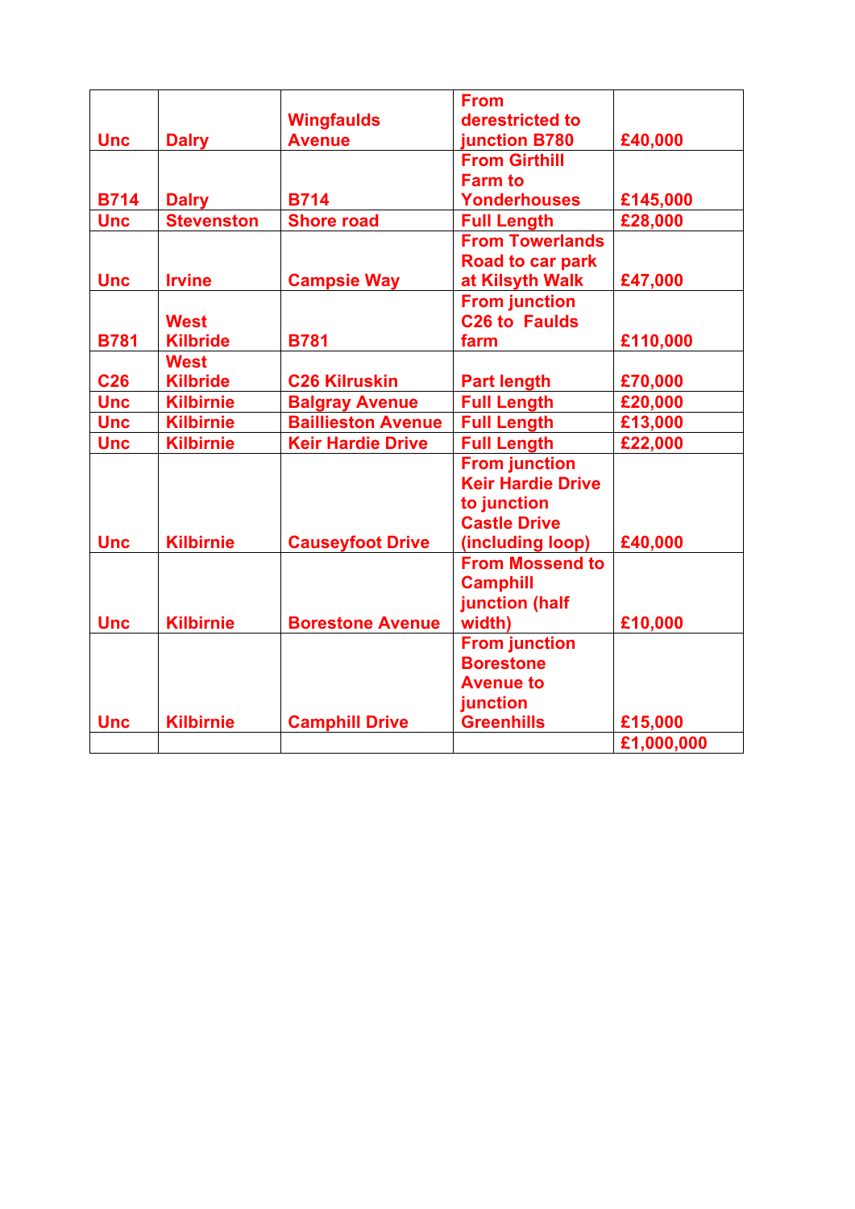| | | | | |
|---|---|---|---|---|
| Unc | Dalry | Wingfaulds Avenue | From derestricted to junction B780 | £40,000 |
| B714 | Dalry | B714 | From Girthill Farm to Yonderhouses | £145,000 |
| Unc | Stevenston | Shore road | Full Length | £28,000 |
| Unc | Irvine | Campsie Way | From Towerlands Road to car park at Kilsyth Walk | £47,000 |
| B781 | West Kilbride | B781 | From junction C26 to Faulds farm | £110,000 |
| C26 | West Kilbride | C26 Kilruskin | Part length | £70,000 |
| Unc | Kilbirnie | Balgray Avenue | Full Length | £20,000 |
| Unc | Kilbirnie | Baillieston Avenue | Full Length | £13,000 |
| Unc | Kilbirnie | Keir Hardie Drive | Full Length | £22,000 |
| Unc | Kilbirnie | Causeyfoot Drive | From junction Keir Hardie Drive to junction Castle Drive (including loop) | £40,000 |
| Unc | Kilbirnie | Borestone Avenue | From Mossend to Camphill junction (half width) | £10,000 |
| Unc | Kilbirnie | Camphill Drive | From junction Borestone Avenue to junction Greenhills | £15,000 |
| | | | | £1,000,000 |